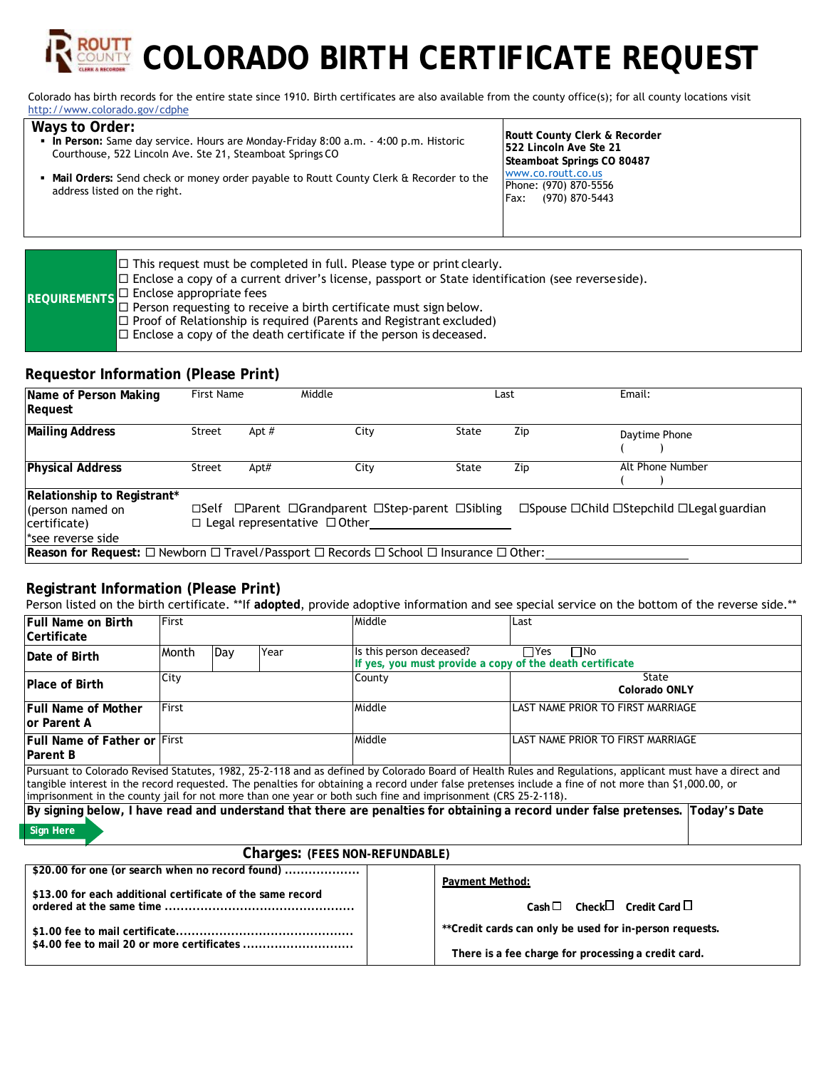# ROUTT COUNTY CLERK & RECORDER — COLORADO BIRTH CERTIFICATE REQUEST

Colorado has birth records for the entire state since 1910. Birth certificates are also available from the county office(s); for all county locations visit http://www.colorado.gov/cdphe

| Ways to Order: | |
|---|---|
| ▪ **In Person:** Same day service. Hours are Monday-Friday 8:00 a.m. - 4:00 p.m. Historic Courthouse, 522 Lincoln Ave. Ste 21, Steamboat Springs CO<br><br>▪ **Mail Orders:** Send check or money order payable to Routt County Clerk & Recorder to the address listed on the right. | **Routt County Clerk & Recorder**<br>**522 Lincoln Ave Ste 21**<br>**Steamboat Springs CO 80487**<br>www.co.routt.co.us<br>Phone: (970) 870-5556<br>Fax: (970) 870-5443 |

| REQUIREMENTS | |
|---|---|
| | ☐ This request must be completed in full. Please type or print clearly.<br>☐ Enclose a copy of a current driver's license, passport or State identification (see reverse side).<br>☐ Enclose appropriate fees<br>☐ Person requesting to receive a birth certificate must sign below.<br>☐ Proof of Relationship is required (Parents and Registrant excluded)<br>☐ Enclose a copy of the death certificate if the person is deceased. |

## Requestor Information (Please Print)

| | | | | | | |
|---|---|---|---|---|---|---|
| **Name of Person Making Request** | First Name | Middle | | Last | | Email: |
| **Mailing Address** | Street | Apt # | City | State | Zip | Daytime Phone<br>( ) |
| **Physical Address** | Street | Apt# | City | State | Zip | Alt Phone Number<br>( ) |
| **Relationship to Registrant\***<br>(person named on certificate)<br>\*see reverse side | ☐Self ☐Parent ☐Grandparent ☐Step-parent ☐Sibling ☐Spouse ☐Child ☐Stepchild ☐Legal guardian<br>☐ Legal representative ☐ Other________ | | | | | |
| **Reason for Request:** ☐ Newborn ☐ Travel/Passport ☐ Records ☐ School ☐ Insurance ☐ Other:________ | | | | | | |

## Registrant Information (Please Print)

Person listed on the birth certificate. \*\*If **adopted**, provide adoptive information and see special service on the bottom of the reverse side.\*\*

| | | | | | |
|---|---|---|---|---|---|
| **Full Name on Birth Certificate** | First | | | Middle | Last |
| **Date of Birth** | Month | Day | Year | Is this person deceased? ☐Yes ☐No<br>**If yes, you must provide a copy of the death certificate** | |
| **Place of Birth** | City | | | County | State<br>**Colorado ONLY** |
| **Full Name of Mother or Parent A** | First | | | Middle | LAST NAME PRIOR TO FIRST MARRIAGE |
| **Full Name of Father or Parent B** | First | | | Middle | LAST NAME PRIOR TO FIRST MARRIAGE |

Pursuant to Colorado Revised Statutes, 1982, 25-2-118 and as defined by Colorado Board of Health Rules and Regulations, applicant must have a direct and tangible interest in the record requested. The penalties for obtaining a record under false pretenses include a fine of not more than $1,000.00, or imprisonment in the county jail for not more than one year or both such fine and imprisonment (CRS 25-2-118).

| **By signing below, I have read and understand that there are penalties for obtaining a record under false pretenses.** | **Today's Date** |
|---|---|
| Sign Here | |

## Charges: (FEES NON-REFUNDABLE)

| | | |
|---|---|---|
| **$20.00 for one (or search when no record found) ...................**<br><br>**$13.00 for each additional certificate of the same record ordered at the same time ................................................**<br><br>**$1.00 fee to mail certificate............................................**<br>**$4.00 fee to mail 20 or more certificates ............................** | | **Payment Method:**<br><br>**Cash ☐ Check ☐ Credit Card ☐**<br><br>**\*\*Credit cards can only be used for in-person requests.**<br><br>**There is a fee charge for processing a credit card.** |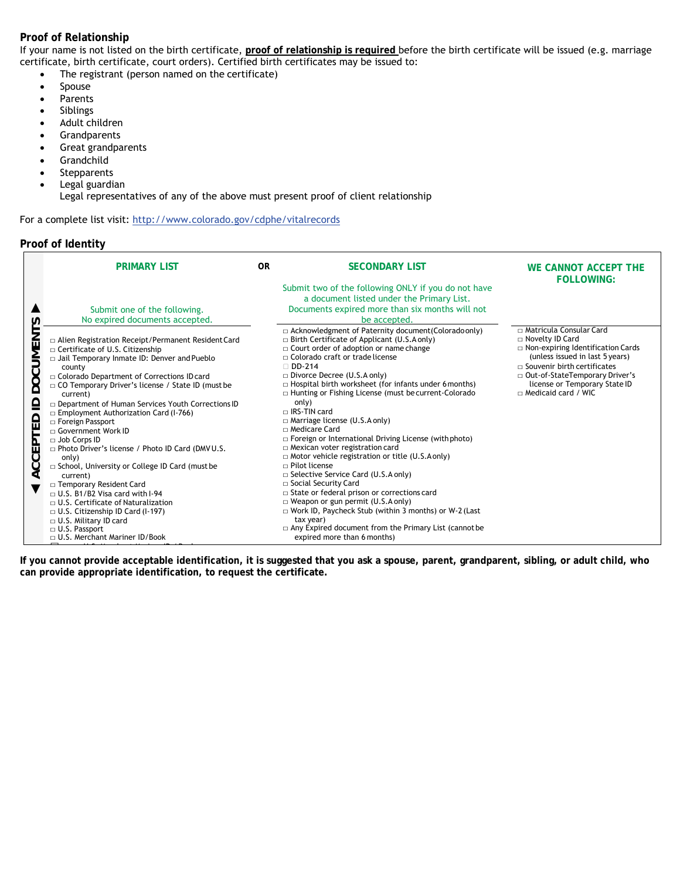### Proof of Relationship

If your name is not listed on the birth certificate, **proof of relationship is required** before the birth certificate will be issued (e.g. marriage certificate, birth certificate, court orders). Certified birth certificates may be issued to:

- The registrant (person named on the certificate)
- Spouse
- Parents
- Siblings
- Adult children
- Grandparents
- Great grandparents
- Grandchild
- Stepparents
- Legal guardian
  Legal representatives of any of the above must present proof of client relationship

For a complete list visit: http://www.colorado.gov/cdphe/vitalrecords

### Proof of Identity

**ACCEPTED ID DOCUMENTS**

| PRIMARY LIST | OR | SECONDARY LIST | WE CANNOT ACCEPT THE FOLLOWING: |
|---|---|---|---|
| Submit one of the following. No expired documents accepted. | | Submit two of the following ONLY if you do not have a document listed under the Primary List. Documents expired more than six months will not be accepted. | |
| □ Alien Registration Receipt/Permanent Resident Card<br>□ Certificate of U.S. Citizenship<br>□ Jail Temporary Inmate ID: Denver and Pueblo county<br>□ Colorado Department of Corrections ID card<br>□ CO Temporary Driver's license / State ID (must be current)<br>□ Department of Human Services Youth Corrections ID<br>□ Employment Authorization Card (I-766)<br>□ Foreign Passport<br>□ Government Work ID<br>□ Job Corps ID<br>□ Photo Driver's license / Photo ID Card (DMV U.S. only)<br>□ School, University or College ID Card (must be current)<br>□ Temporary Resident Card<br>□ U.S. B1/B2 Visa card with I-94<br>□ U.S. Certificate of Naturalization<br>□ U.S. Citizenship ID Card (I-197)<br>□ U.S. Military ID card<br>□ U.S. Passport<br>□ U.S. Merchant Mariner ID/Book | | □ Acknowledgment of Paternity document (Colorado only)<br>□ Birth Certificate of Applicant (U.S.A only)<br>□ Court order of adoption or name change<br>□ Colorado craft or trade license<br>□ DD-214<br>□ Divorce Decree (U.S.A only)<br>□ Hospital birth worksheet (for infants under 6 months)<br>□ Hunting or Fishing License (must be current-Colorado only)<br>□ IRS-TIN card<br>□ Marriage license (U.S.A only)<br>□ Medicare Card<br>□ Foreign or International Driving License (with photo)<br>□ Mexican voter registration card<br>□ Motor vehicle registration or title (U.S.A only)<br>□ Pilot license<br>□ Selective Service Card (U.S.A only)<br>□ Social Security Card<br>□ State or federal prison or corrections card<br>□ Weapon or gun permit (U.S.A only)<br>□ Work ID, Paycheck Stub (within 3 months) or W-2 (Last tax year)<br>□ Any Expired document from the Primary List (cannot be expired more than 6 months) | □ Matricula Consular Card<br>□ Novelty ID Card<br>□ Non-expiring Identification Cards (unless issued in last 5 years)<br>□ Souvenir birth certificates<br>□ Out-of-State Temporary Driver's license or Temporary State ID<br>□ Medicaid card / WIC |

**If you cannot provide acceptable identification, it is suggested that you ask a spouse, parent, grandparent, sibling, or adult child, who can provide appropriate identification, to request the certificate.**